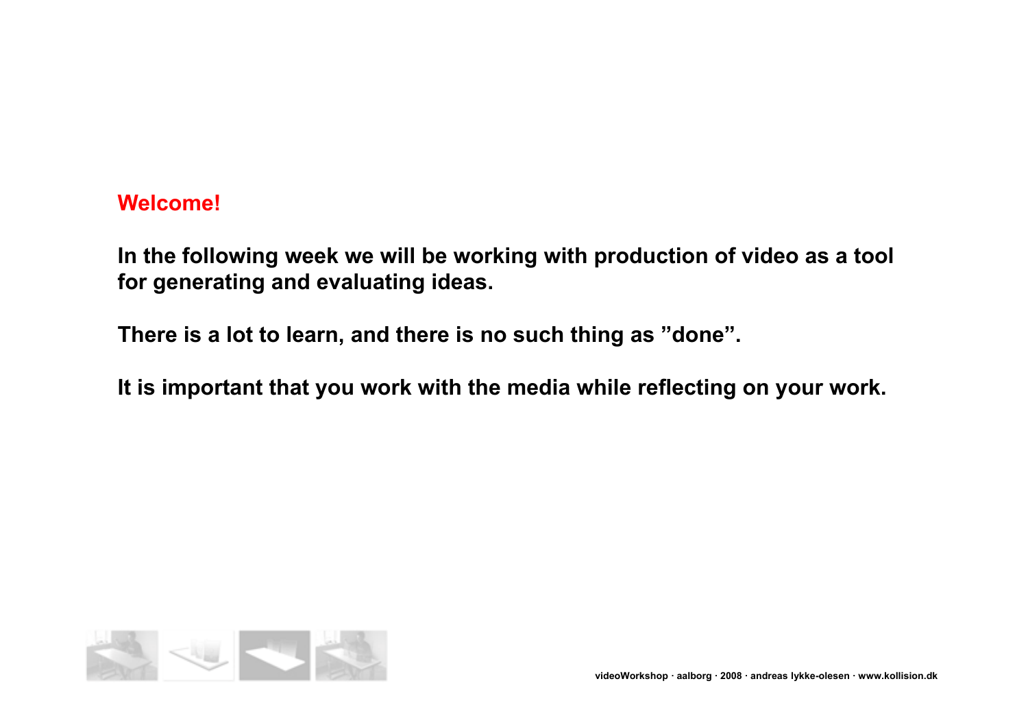## Welcome!

**In the following week we will be working with production of video as a tool for generating and evaluating ideas.**

**There is a lot to learn, and there is no such thing as ”done”.**

**It is important that you work with the media while reflecting on your work.**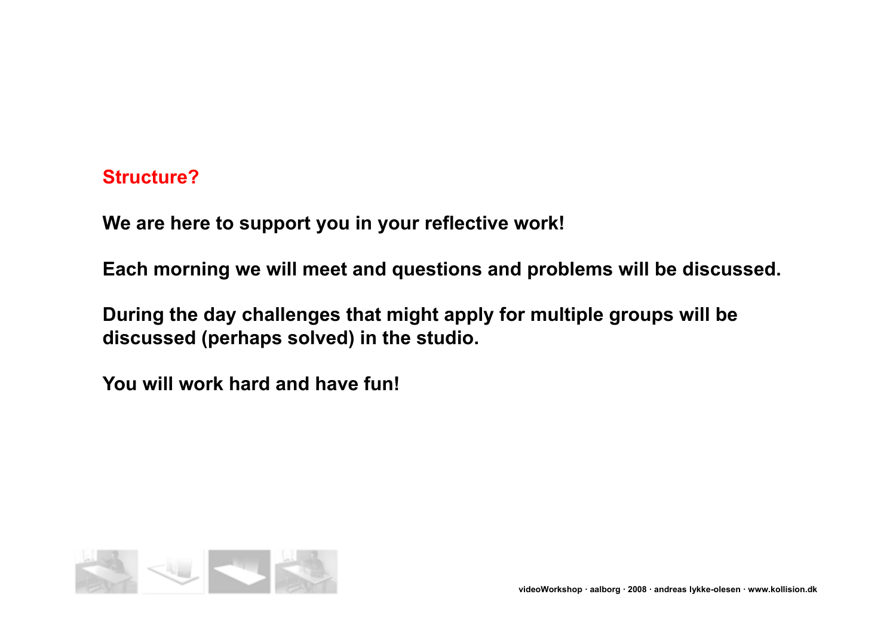## Structure?

**We are here to support you in your reflective work!**

**Each morning we will meet and questions and problems will be discussed.**

**During the day challenges that might apply for multiple groups will be discussed (perhaps solved) in the studio.**

**You will work hard and have fun!**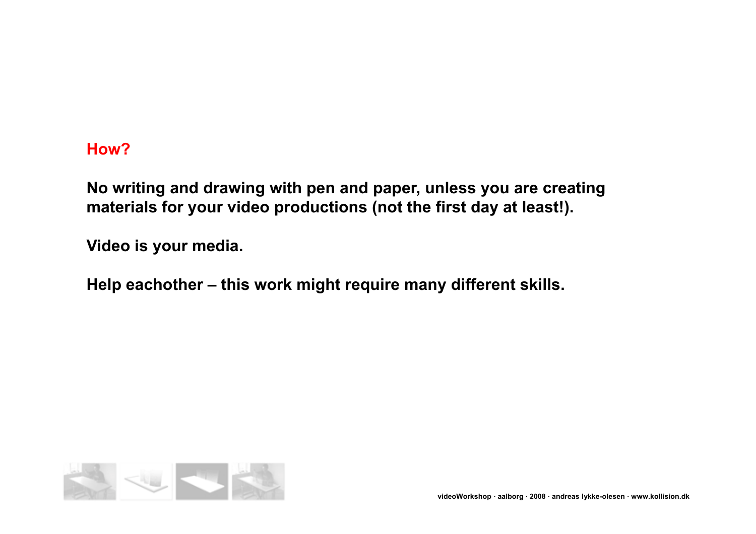## How?

**No writing and drawing with pen and paper, unless you are creating materials for your video productions (not the first day at least!).**

**Video is your media.**

**Help eachother – this work might require many different skills.**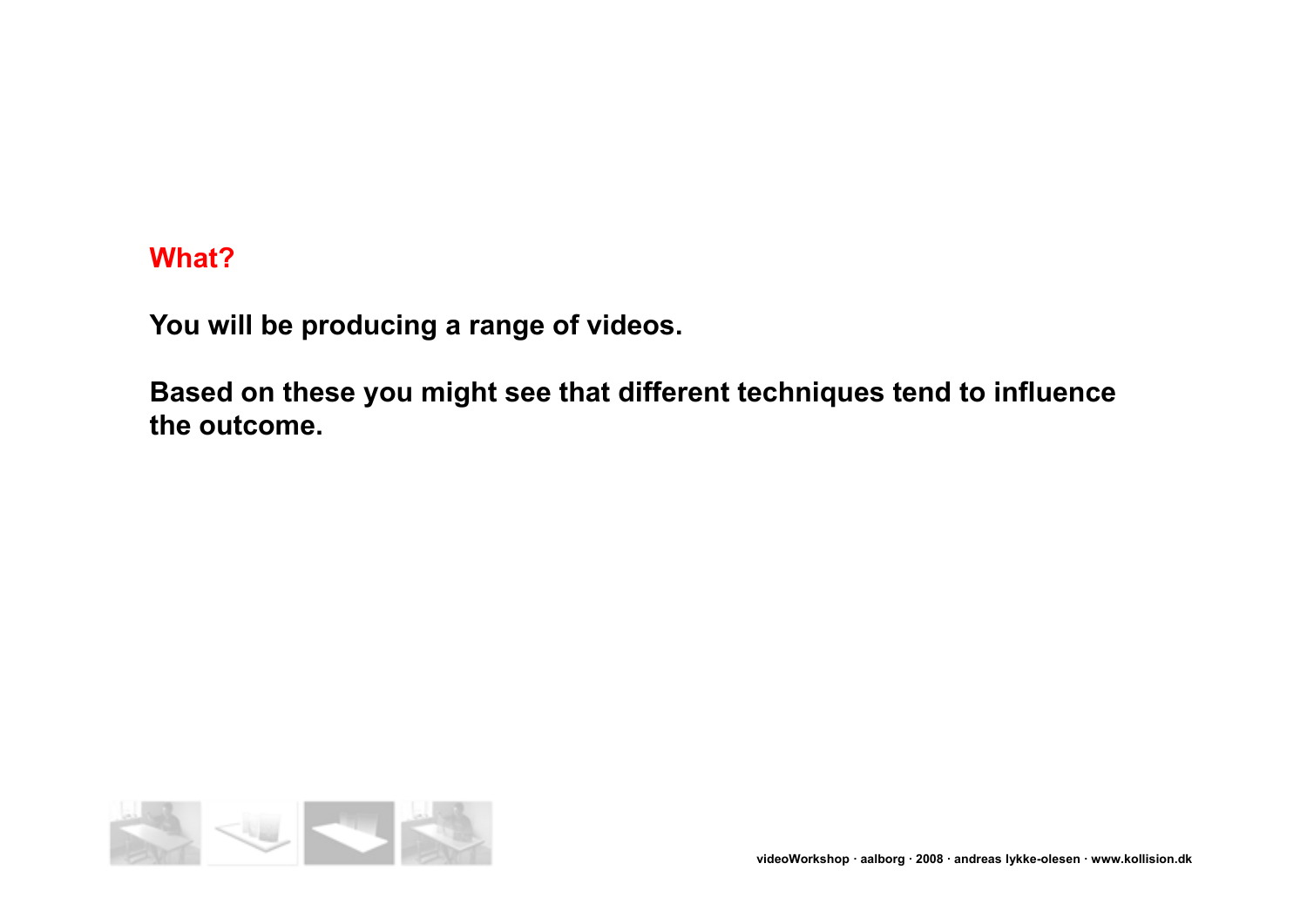## What?

**You will be producing a range of videos.**

**Based on these you might see that different techniques tend to influence the outcome.**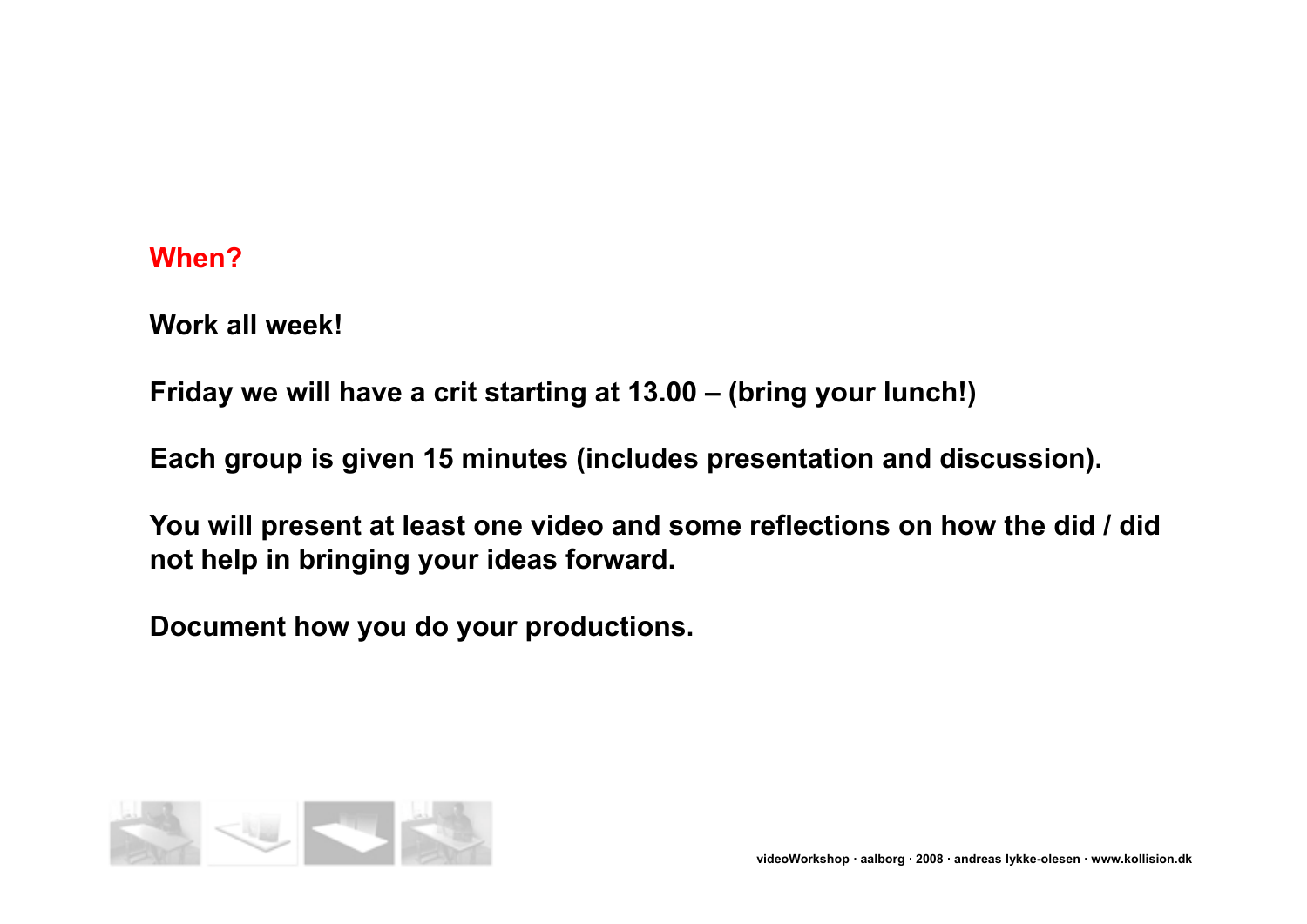## When?

**Work all week!**

**Friday we will have a crit starting at 13.00 – (bring your lunch!)**

**Each group is given 15 minutes (includes presentation and discussion).**

**You will present at least one video and some reflections on how the did / did not help in bringing your ideas forward.**

**Document how you do your productions.**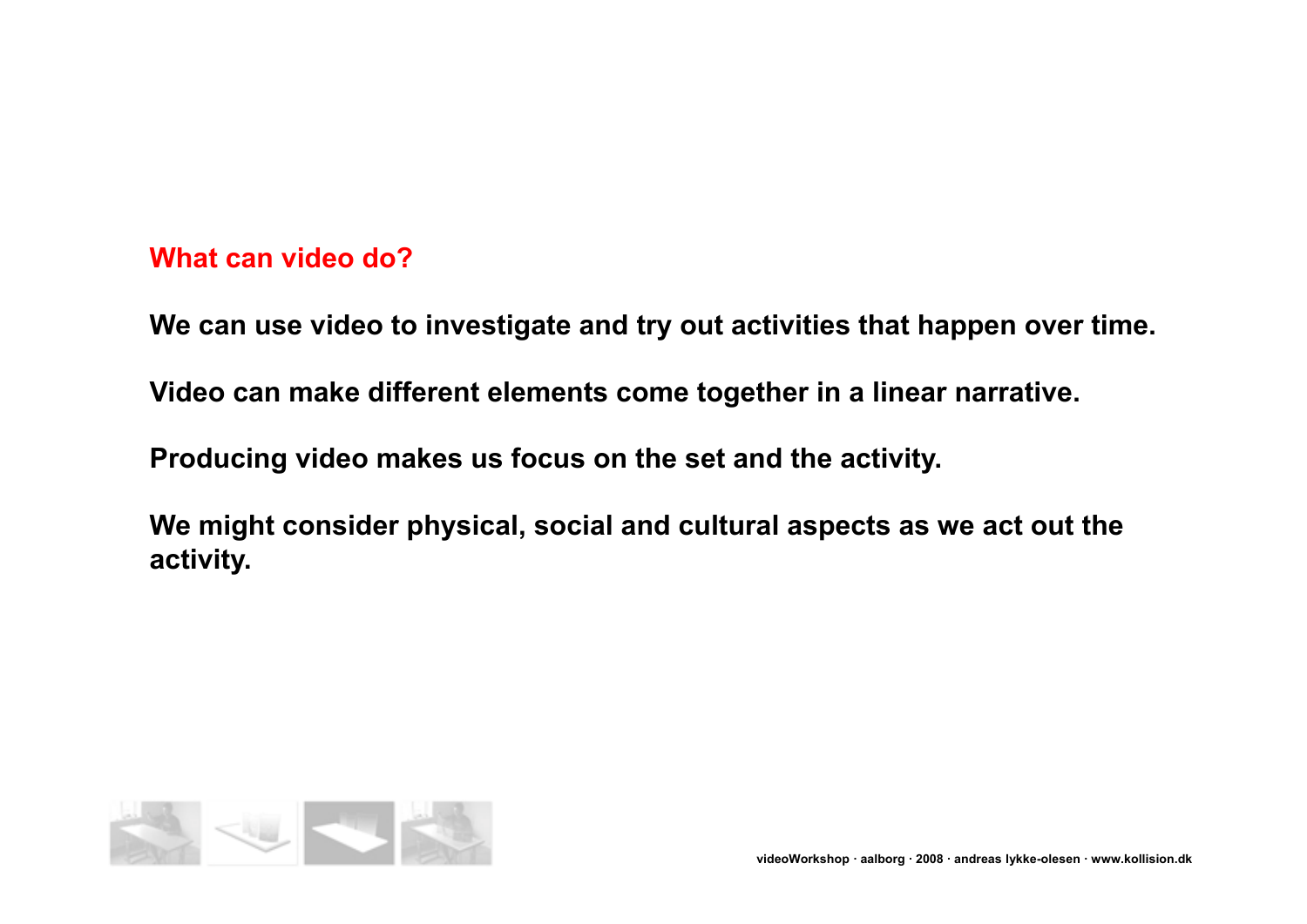## What can video do?

**We can use video to investigate and try out activities that happen over time.**

**Video can make different elements come together in a linear narrative.**

**Producing video makes us focus on the set and the activity.**

**We might consider physical, social and cultural aspects as we act out the activity.**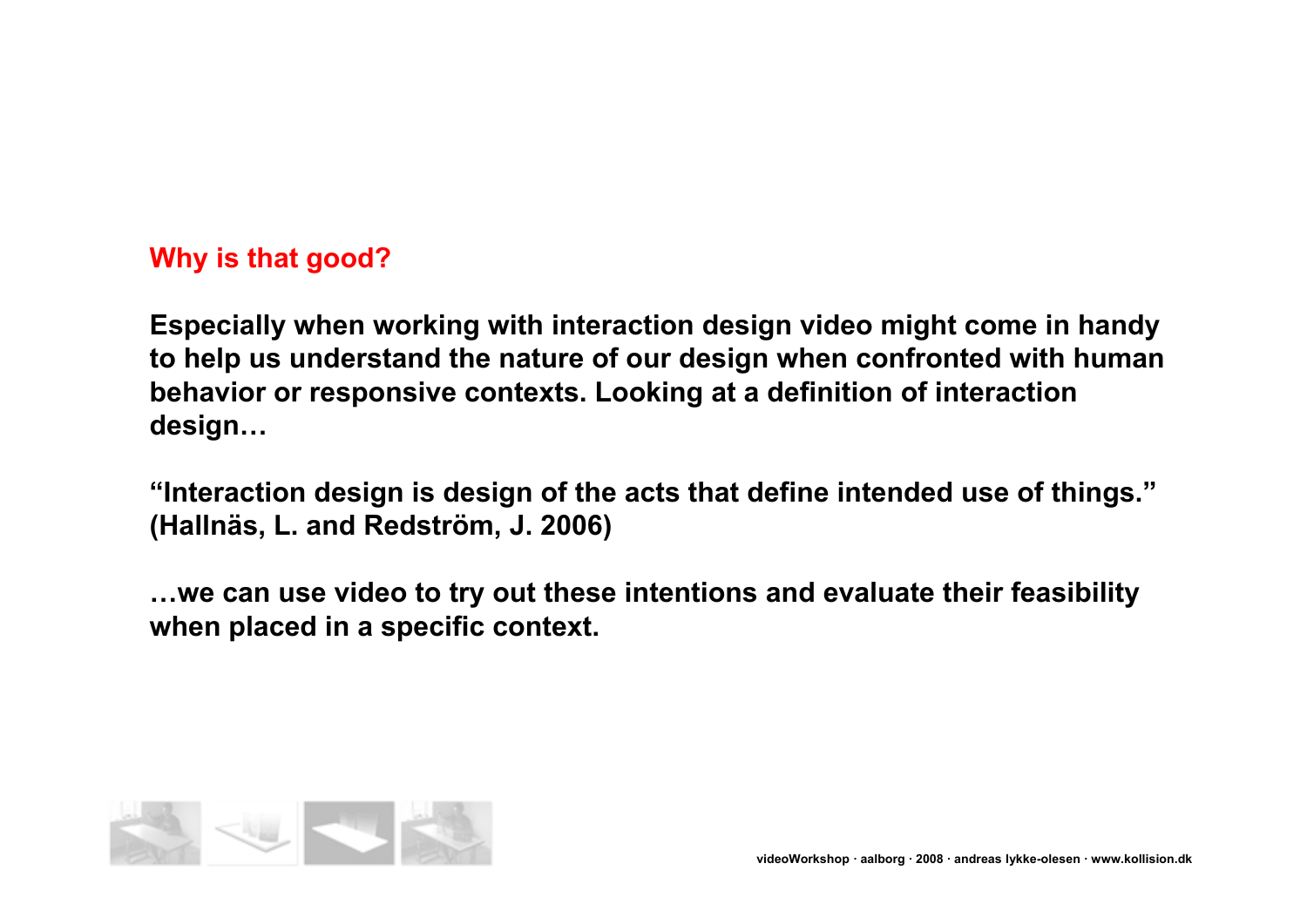## Why is that good?

**Especially when working with interaction design video might come in handy to help us understand the nature of our design when confronted with human behavior or responsive contexts. Looking at a definition of interaction design…**

**“Interaction design is design of the acts that define intended use of things.” (Hallnäs, L. and Redström, J. 2006)**

**…we can use video to try out these intentions and evaluate their feasibility when placed in a specific context.**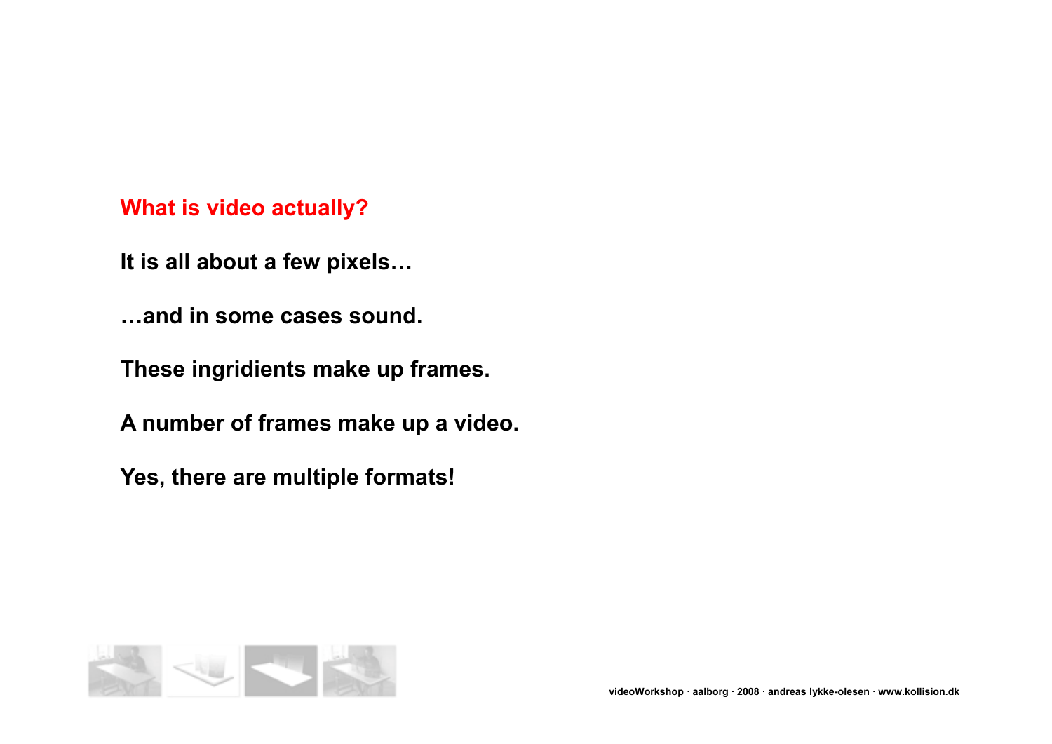## What is video actually?

**It is all about a few pixels…**

**…and in some cases sound.**

**These ingridients make up frames.**

**A number of frames make up a video.**

**Yes, there are multiple formats!**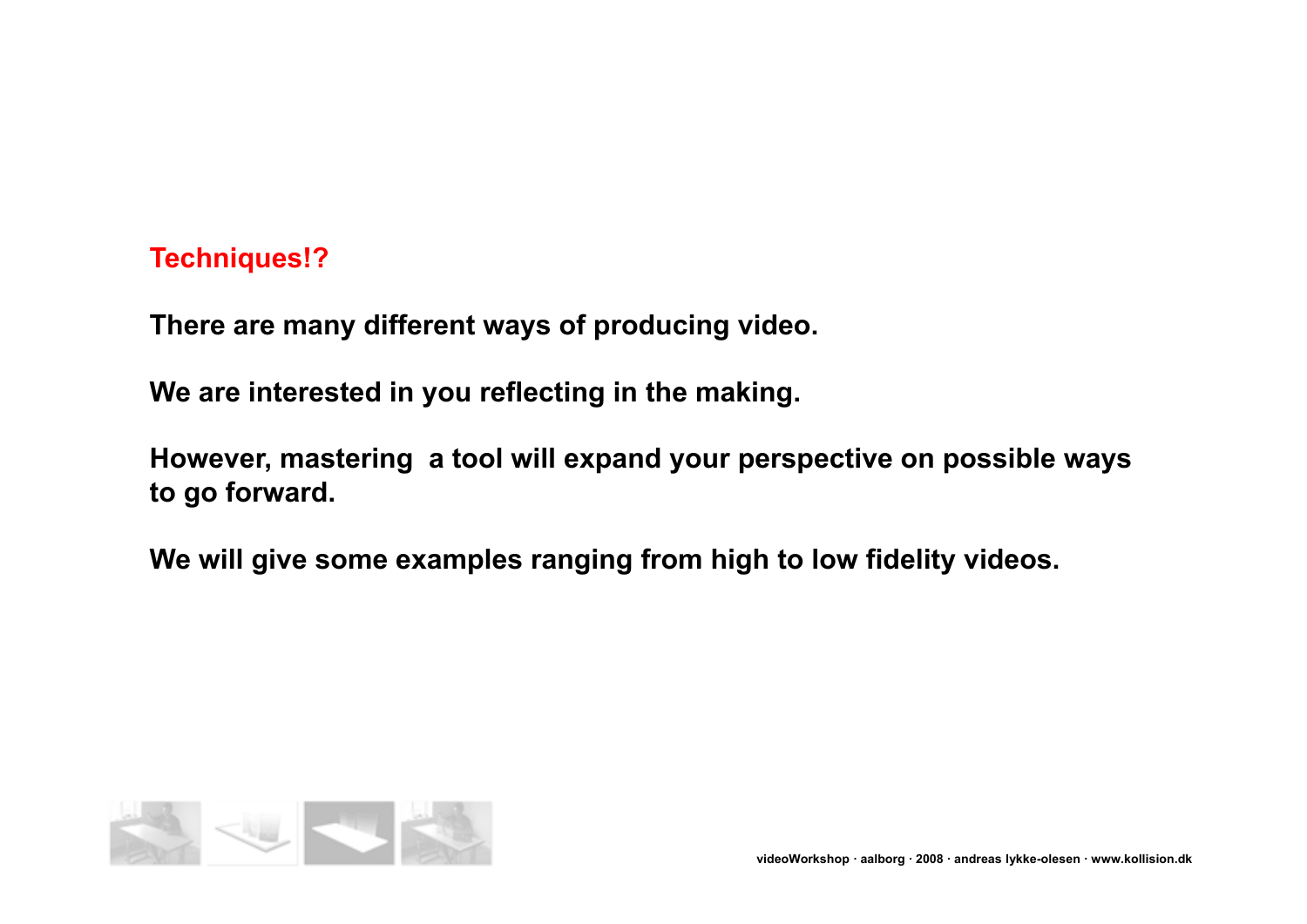## Techniques!?

**There are many different ways of producing video.**

**We are interested in you reflecting in the making.**

**However, mastering  a tool will expand your perspective on possible ways to go forward.**

**We will give some examples ranging from high to low fidelity videos.**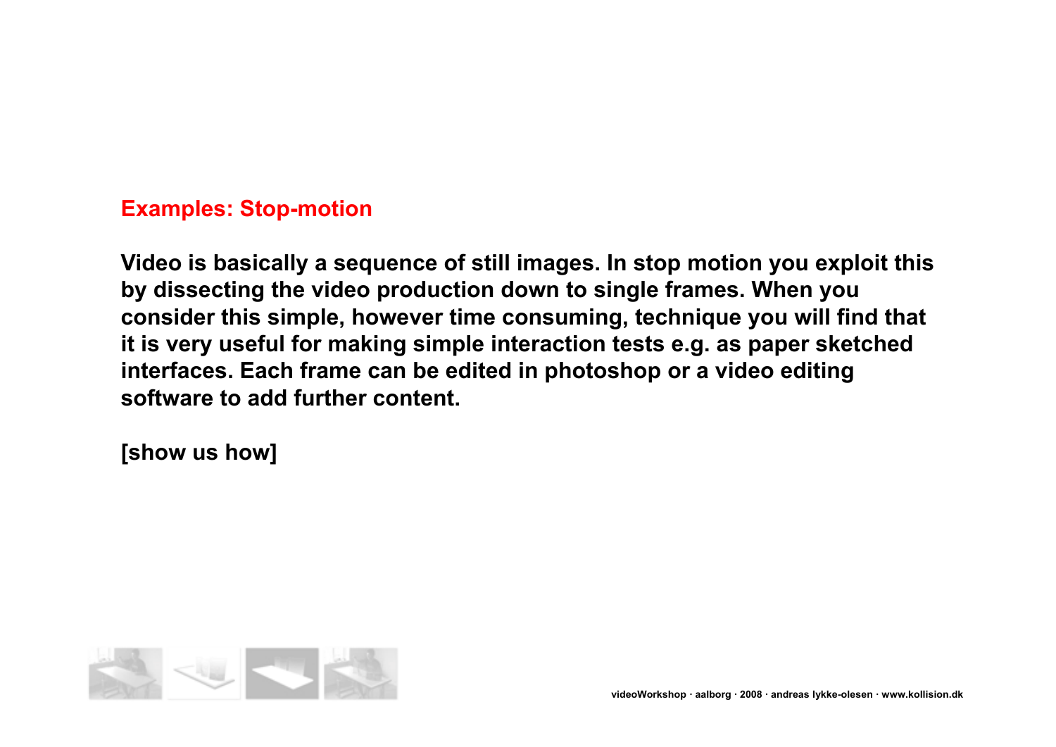## Examples: Stop-motion

**Video is basically a sequence of still images. In stop motion you exploit this by dissecting the video production down to single frames. When you consider this simple, however time consuming, technique you will find that it is very useful for making simple interaction tests e.g. as paper sketched interfaces. Each frame can be edited in photoshop or a video editing software to add further content.**

**[show us how]**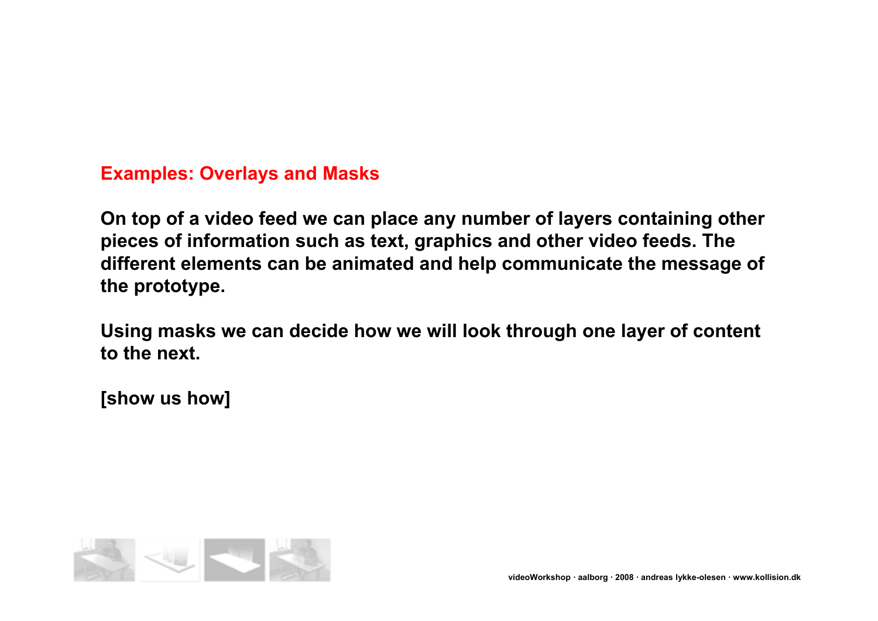## Examples: Overlays and Masks

**On top of a video feed we can place any number of layers containing other pieces of information such as text, graphics and other video feeds. The different elements can be animated and help communicate the message of the prototype.**

**Using masks we can decide how we will look through one layer of content to the next.**

**[show us how]**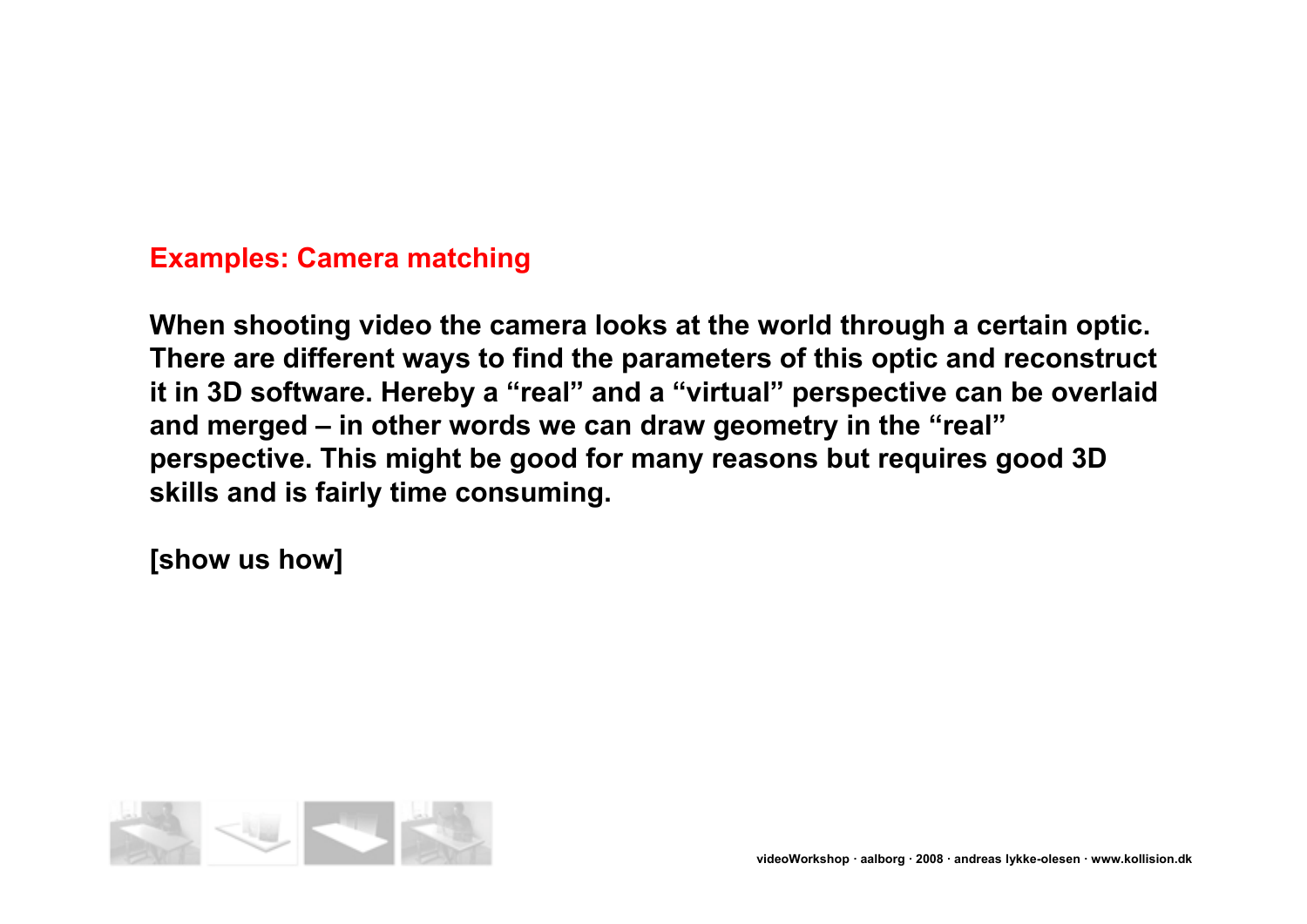## Examples: Camera matching

**When shooting video the camera looks at the world through a certain optic. There are different ways to find the parameters of this optic and reconstruct it in 3D software. Hereby a "real" and a "virtual" perspective can be overlaid and merged – in other words we can draw geometry in the "real" perspective. This might be good for many reasons but requires good 3D skills and is fairly time consuming.**

**[show us how]**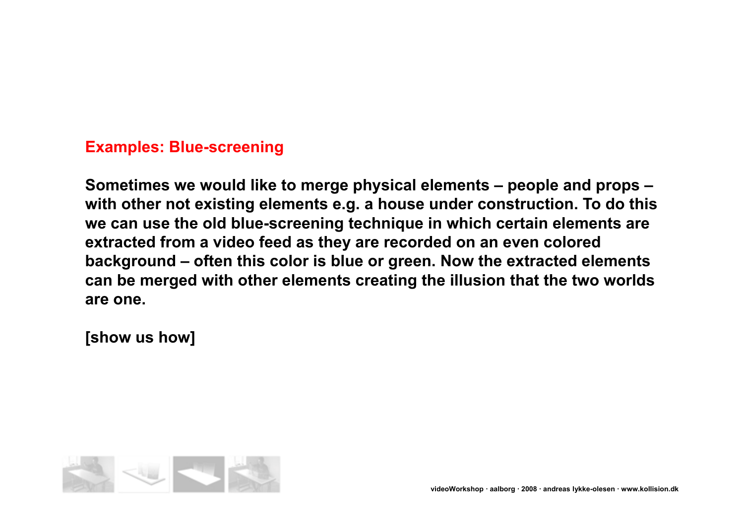## Examples: Blue-screening

**Sometimes we would like to merge physical elements – people and props – with other not existing elements e.g. a house under construction. To do this we can use the old blue-screening technique in which certain elements are extracted from a video feed as they are recorded on an even colored background – often this color is blue or green. Now the extracted elements can be merged with other elements creating the illusion that the two worlds are one.**

**[show us how]**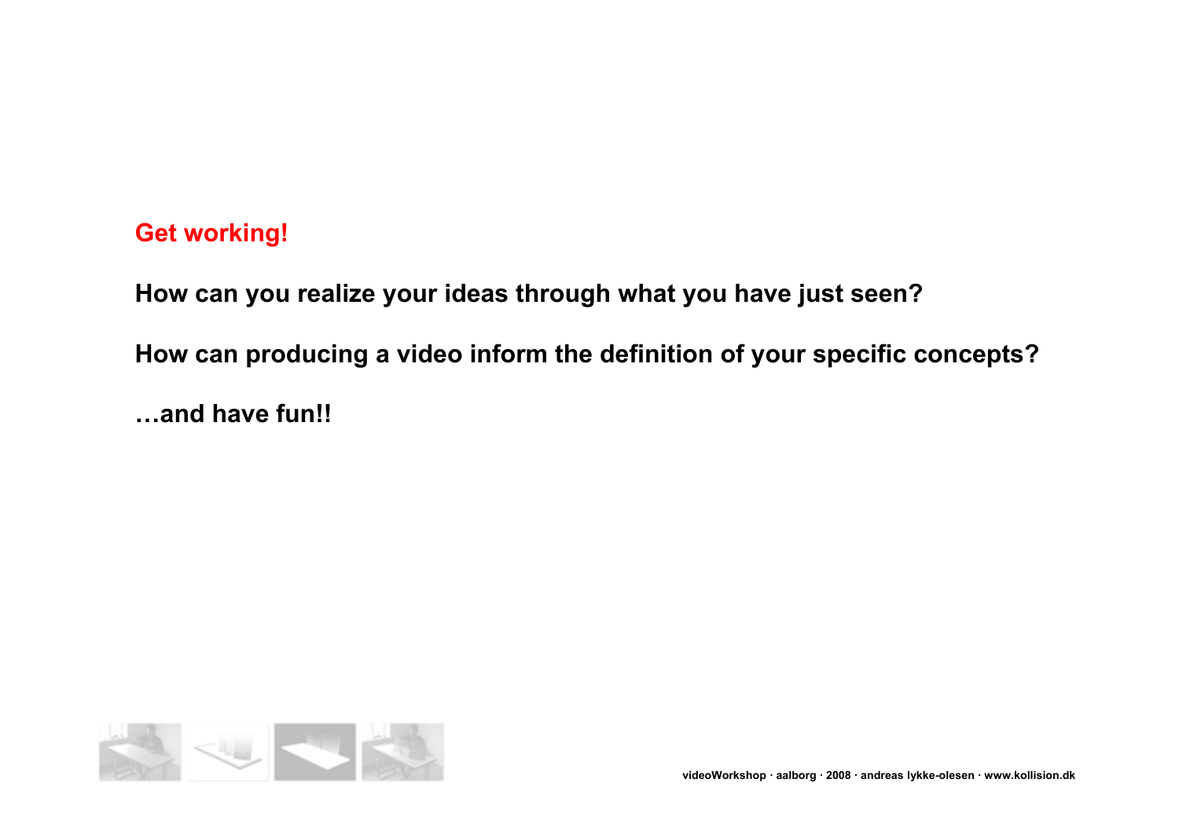**Get working!**

**How can you realize your ideas through what you have just seen?**

**How can producing a video inform the definition of your specific concepts?**

**…and have fun!!**